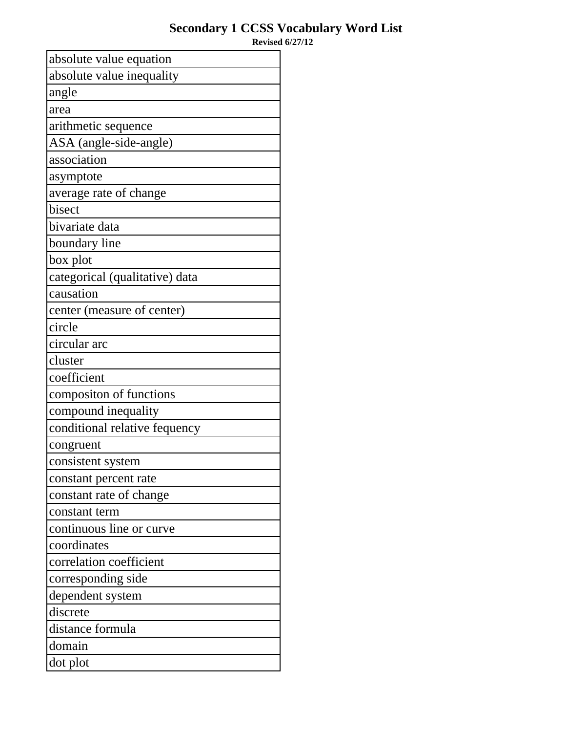# Secondary 1 CCSS Vocabulary Word List

**Revised 6/27/12**

| |
|---|
| absolute value equation |
| absolute value inequality |
| angle |
| area |
| arithmetic sequence |
| ASA (angle-side-angle) |
| association |
| asymptote |
| average rate of change |
| bisect |
| bivariate data |
| boundary line |
| box plot |
| categorical (qualitative) data |
| causation |
| center (measure of center) |
| circle |
| circular arc |
| cluster |
| coefficient |
| compositon of functions |
| compound inequality |
| conditional relative fequency |
| congruent |
| consistent system |
| constant percent rate |
| constant rate of change |
| constant term |
| continuous line or curve |
| coordinates |
| correlation coefficient |
| corresponding side |
| dependent system |
| discrete |
| distance formula |
| domain |
| dot plot |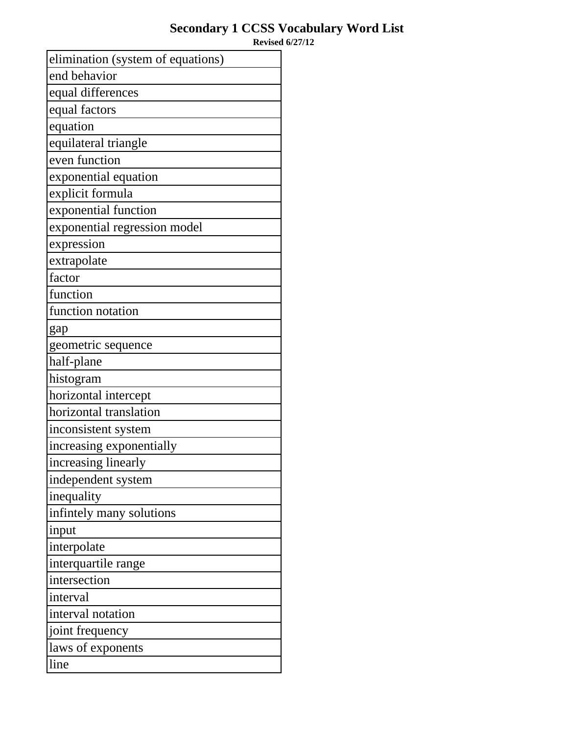# Secondary 1 CCSS Vocabulary Word List

**Revised 6/27/12**

| elimination (system of equations) |
|---|
| end behavior |
| equal differences |
| equal factors |
| equation |
| equilateral triangle |
| even function |
| exponential equation |
| explicit formula |
| exponential function |
| exponential regression model |
| expression |
| extrapolate |
| factor |
| function |
| function notation |
| gap |
| geometric sequence |
| half-plane |
| histogram |
| horizontal intercept |
| horizontal translation |
| inconsistent system |
| increasing exponentially |
| increasing linearly |
| independent system |
| inequality |
| infintely many solutions |
| input |
| interpolate |
| interquartile range |
| intersection |
| interval |
| interval notation |
| joint frequency |
| laws of exponents |
| line |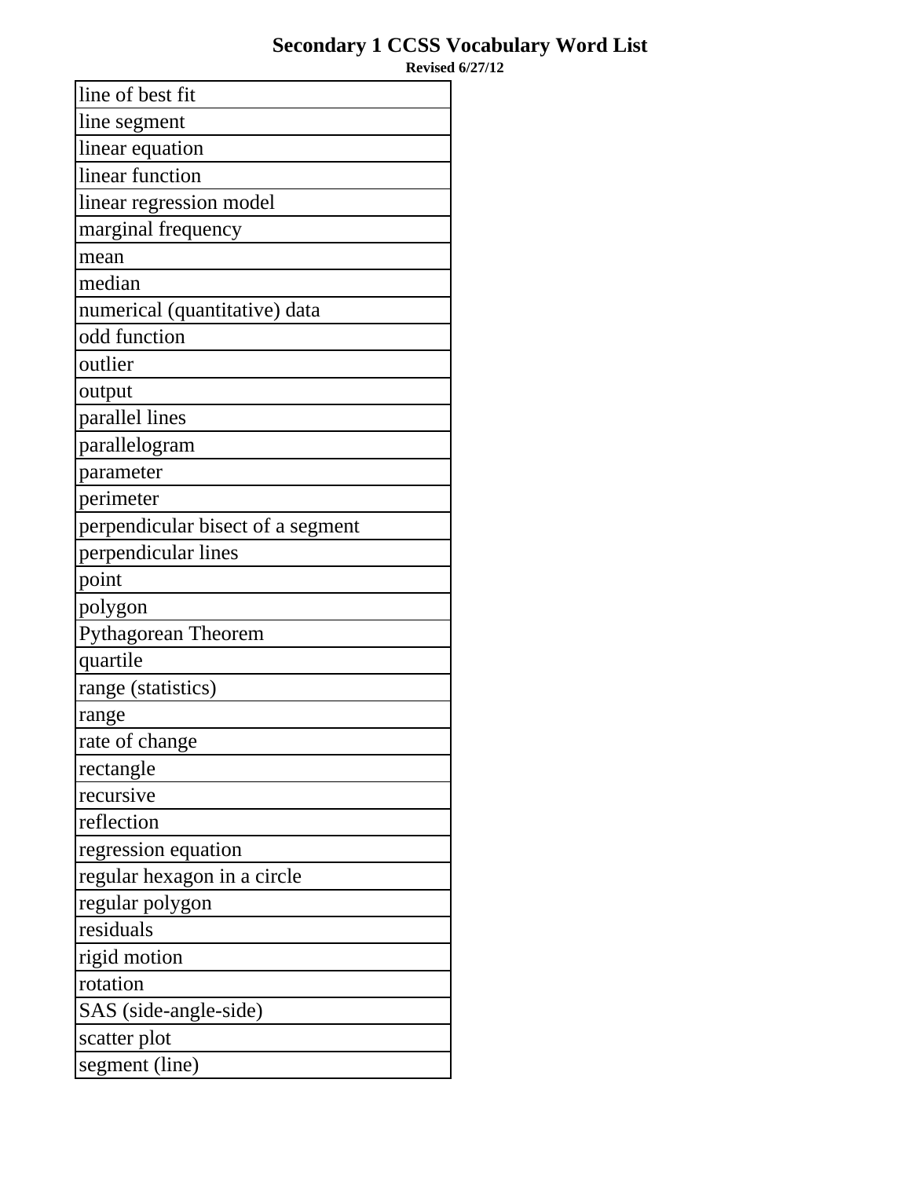# Secondary 1 CCSS Vocabulary Word List

**Revised 6/27/12**

| line of best fit |
|---|
| line segment |
| linear equation |
| linear function |
| linear regression model |
| marginal frequency |
| mean |
| median |
| numerical (quantitative) data |
| odd function |
| outlier |
| output |
| parallel lines |
| parallelogram |
| parameter |
| perimeter |
| perpendicular bisect of a segment |
| perpendicular lines |
| point |
| polygon |
| Pythagorean Theorem |
| quartile |
| range (statistics) |
| range |
| rate of change |
| rectangle |
| recursive |
| reflection |
| regression equation |
| regular hexagon in a circle |
| regular polygon |
| residuals |
| rigid motion |
| rotation |
| SAS (side-angle-side) |
| scatter plot |
| segment (line) |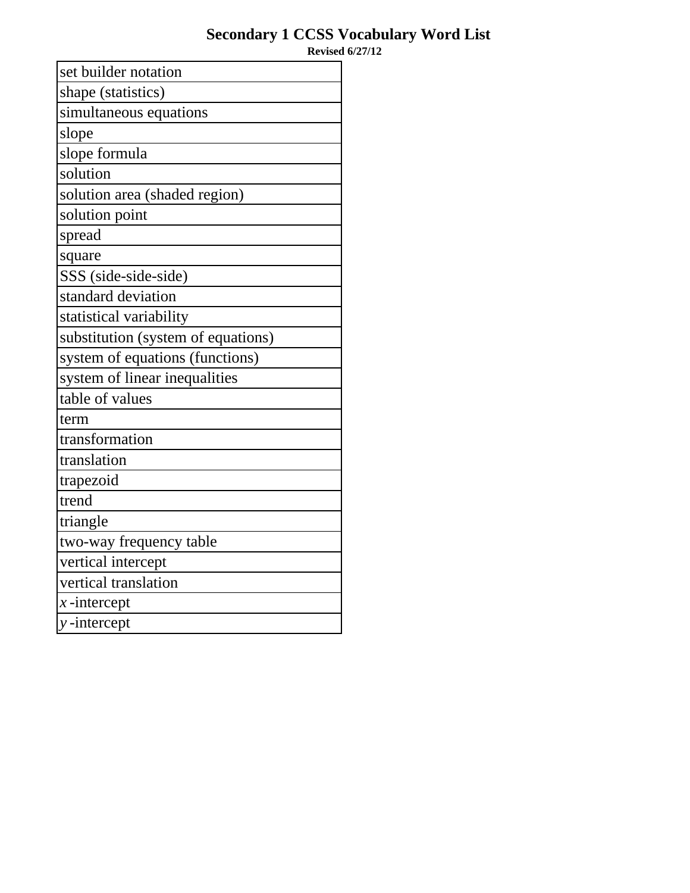# Secondary 1 CCSS Vocabulary Word List

**Revised 6/27/12**

| |
|---|
| set builder notation |
| shape (statistics) |
| simultaneous equations |
| slope |
| slope formula |
| solution |
| solution area (shaded region) |
| solution point |
| spread |
| square |
| SSS (side-side-side) |
| standard deviation |
| statistical variability |
| substitution (system of equations) |
| system of equations (functions) |
| system of linear inequalities |
| table of values |
| term |
| transformation |
| translation |
| trapezoid |
| trend |
| triangle |
| two-way frequency table |
| vertical intercept |
| vertical translation |
| $x$-intercept |
| $y$-intercept |